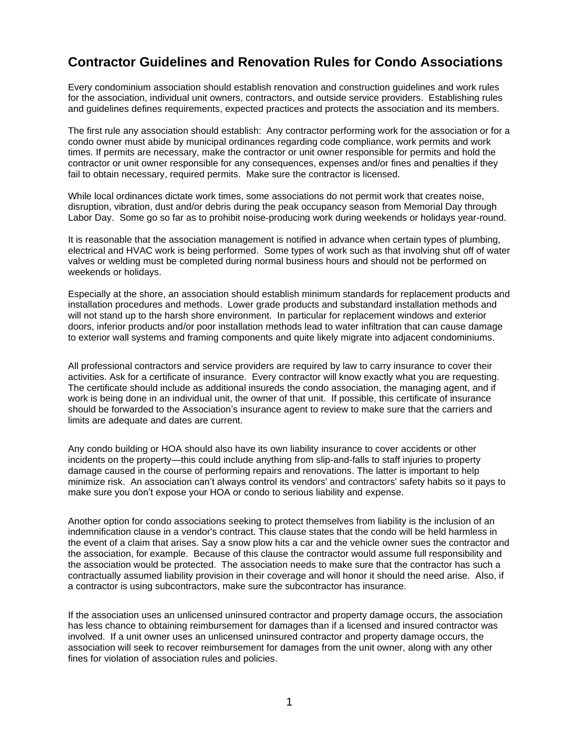# Contractor Guidelines and Renovation Rules for Condo Associations

Every condominium association should establish renovation and construction guidelines and work rules for the association, individual unit owners, contractors, and outside service providers. Establishing rules and guidelines defines requirements, expected practices and protects the association and its members.

The first rule any association should establish: Any contractor performing work for the association or for a condo owner must abide by municipal ordinances regarding code compliance, work permits and work times. If permits are necessary, make the contractor or unit owner responsible for permits and hold the contractor or unit owner responsible for any consequences, expenses and/or fines and penalties if they fail to obtain necessary, required permits. Make sure the contractor is licensed.

While local ordinances dictate work times, some associations do not permit work that creates noise, disruption, vibration, dust and/or debris during the peak occupancy season from Memorial Day through Labor Day. Some go so far as to prohibit noise-producing work during weekends or holidays year-round.

It is reasonable that the association management is notified in advance when certain types of plumbing, electrical and HVAC work is being performed. Some types of work such as that involving shut off of water valves or welding must be completed during normal business hours and should not be performed on weekends or holidays.

Especially at the shore, an association should establish minimum standards for replacement products and installation procedures and methods. Lower grade products and substandard installation methods and will not stand up to the harsh shore environment. In particular for replacement windows and exterior doors, inferior products and/or poor installation methods lead to water infiltration that can cause damage to exterior wall systems and framing components and quite likely migrate into adjacent condominiums.

All professional contractors and service providers are required by law to carry insurance to cover their activities. Ask for a certificate of insurance. Every contractor will know exactly what you are requesting. The certificate should include as additional insureds the condo association, the managing agent, and if work is being done in an individual unit, the owner of that unit. If possible, this certificate of insurance should be forwarded to the Association's insurance agent to review to make sure that the carriers and limits are adequate and dates are current.

Any condo building or HOA should also have its own liability insurance to cover accidents or other incidents on the property—this could include anything from slip-and-falls to staff injuries to property damage caused in the course of performing repairs and renovations. The latter is important to help minimize risk. An association can't always control its vendors' and contractors' safety habits so it pays to make sure you don't expose your HOA or condo to serious liability and expense.

Another option for condo associations seeking to protect themselves from liability is the inclusion of an indemnification clause in a vendor's contract. This clause states that the condo will be held harmless in the event of a claim that arises. Say a snow plow hits a car and the vehicle owner sues the contractor and the association, for example. Because of this clause the contractor would assume full responsibility and the association would be protected. The association needs to make sure that the contractor has such a contractually assumed liability provision in their coverage and will honor it should the need arise. Also, if a contractor is using subcontractors, make sure the subcontractor has insurance.

If the association uses an unlicensed uninsured contractor and property damage occurs, the association has less chance to obtaining reimbursement for damages than if a licensed and insured contractor was involved. If a unit owner uses an unlicensed uninsured contractor and property damage occurs, the association will seek to recover reimbursement for damages from the unit owner, along with any other fines for violation of association rules and policies.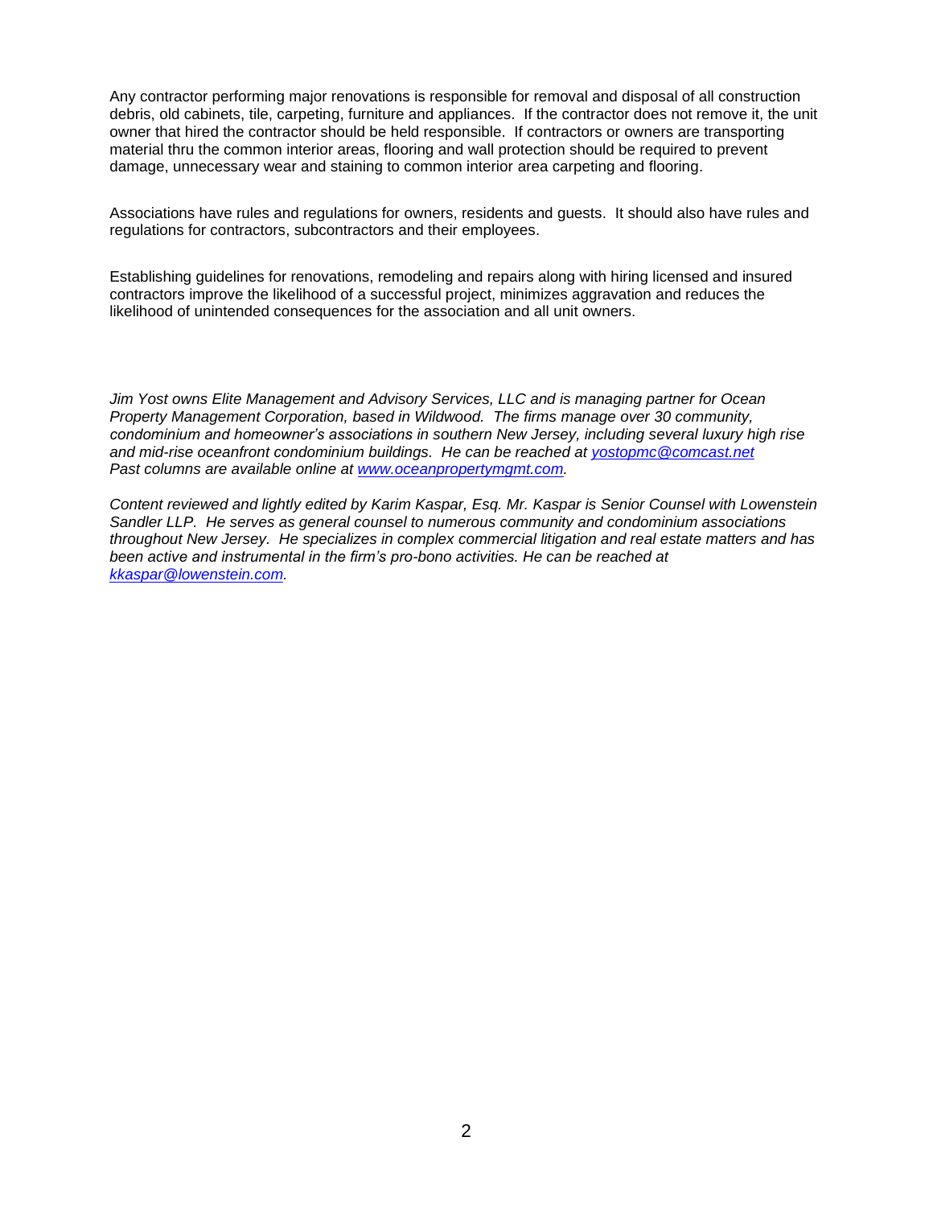Any contractor performing major renovations is responsible for removal and disposal of all construction debris, old cabinets, tile, carpeting, furniture and appliances. If the contractor does not remove it, the unit owner that hired the contractor should be held responsible. If contractors or owners are transporting material thru the common interior areas, flooring and wall protection should be required to prevent damage, unnecessary wear and staining to common interior area carpeting and flooring.

Associations have rules and regulations for owners, residents and guests. It should also have rules and regulations for contractors, subcontractors and their employees.

Establishing guidelines for renovations, remodeling and repairs along with hiring licensed and insured contractors improve the likelihood of a successful project, minimizes aggravation and reduces the likelihood of unintended consequences for the association and all unit owners.

*Jim Yost owns Elite Management and Advisory Services, LLC and is managing partner for Ocean Property Management Corporation, based in Wildwood. The firms manage over 30 community, condominium and homeowner's associations in southern New Jersey, including several luxury high rise and mid-rise oceanfront condominium buildings. He can be reached at [yostopmc@comcast.net](mailto:yostopmc@comcast.net) Past columns are available online at [www.oceanpropertymgmt.com](http://www.oceanpropertymgmt.com).*

*Content reviewed and lightly edited by Karim Kaspar, Esq. Mr. Kaspar is Senior Counsel with Lowenstein Sandler LLP. He serves as general counsel to numerous community and condominium associations throughout New Jersey. He specializes in complex commercial litigation and real estate matters and has been active and instrumental in the firm's pro-bono activities. He can be reached at [kkaspar@lowenstein.com](mailto:kkaspar@lowenstein.com).*